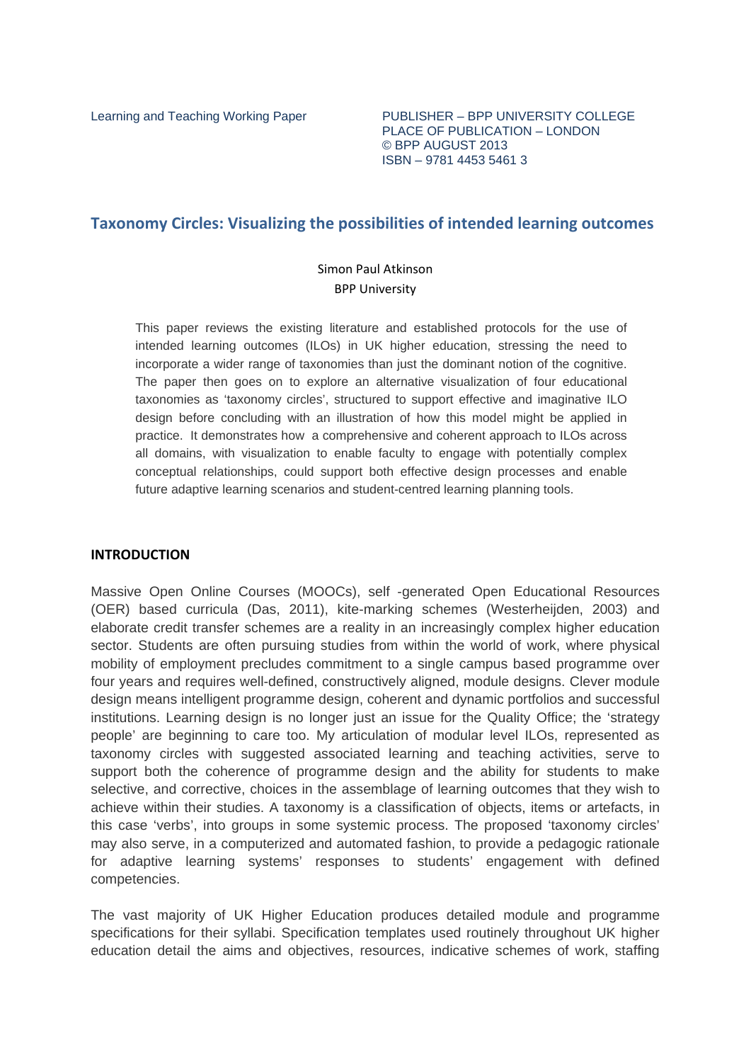Learning and Teaching Working Paper

PUBLISHER – BPP UNIVERSITY COLLEGE
PLACE OF PUBLICATION – LONDON
© BPP AUGUST 2013
ISBN – 9781 4453 5461 3

# Taxonomy Circles: Visualizing the possibilities of intended learning outcomes

Simon Paul Atkinson
BPP University

This paper reviews the existing literature and established protocols for the use of intended learning outcomes (ILOs) in UK higher education, stressing the need to incorporate a wider range of taxonomies than just the dominant notion of the cognitive. The paper then goes on to explore an alternative visualization of four educational taxonomies as 'taxonomy circles', structured to support effective and imaginative ILO design before concluding with an illustration of how this model might be applied in practice. It demonstrates how a comprehensive and coherent approach to ILOs across all domains, with visualization to enable faculty to engage with potentially complex conceptual relationships, could support both effective design processes and enable future adaptive learning scenarios and student-centred learning planning tools.

## INTRODUCTION

Massive Open Online Courses (MOOCs), self -generated Open Educational Resources (OER) based curricula (Das, 2011), kite-marking schemes (Westerheijden, 2003) and elaborate credit transfer schemes are a reality in an increasingly complex higher education sector. Students are often pursuing studies from within the world of work, where physical mobility of employment precludes commitment to a single campus based programme over four years and requires well-defined, constructively aligned, module designs. Clever module design means intelligent programme design, coherent and dynamic portfolios and successful institutions. Learning design is no longer just an issue for the Quality Office; the 'strategy people' are beginning to care too. My articulation of modular level ILOs, represented as taxonomy circles with suggested associated learning and teaching activities, serve to support both the coherence of programme design and the ability for students to make selective, and corrective, choices in the assemblage of learning outcomes that they wish to achieve within their studies. A taxonomy is a classification of objects, items or artefacts, in this case 'verbs', into groups in some systemic process. The proposed 'taxonomy circles' may also serve, in a computerized and automated fashion, to provide a pedagogic rationale for adaptive learning systems' responses to students' engagement with defined competencies.

The vast majority of UK Higher Education produces detailed module and programme specifications for their syllabi. Specification templates used routinely throughout UK higher education detail the aims and objectives, resources, indicative schemes of work, staffing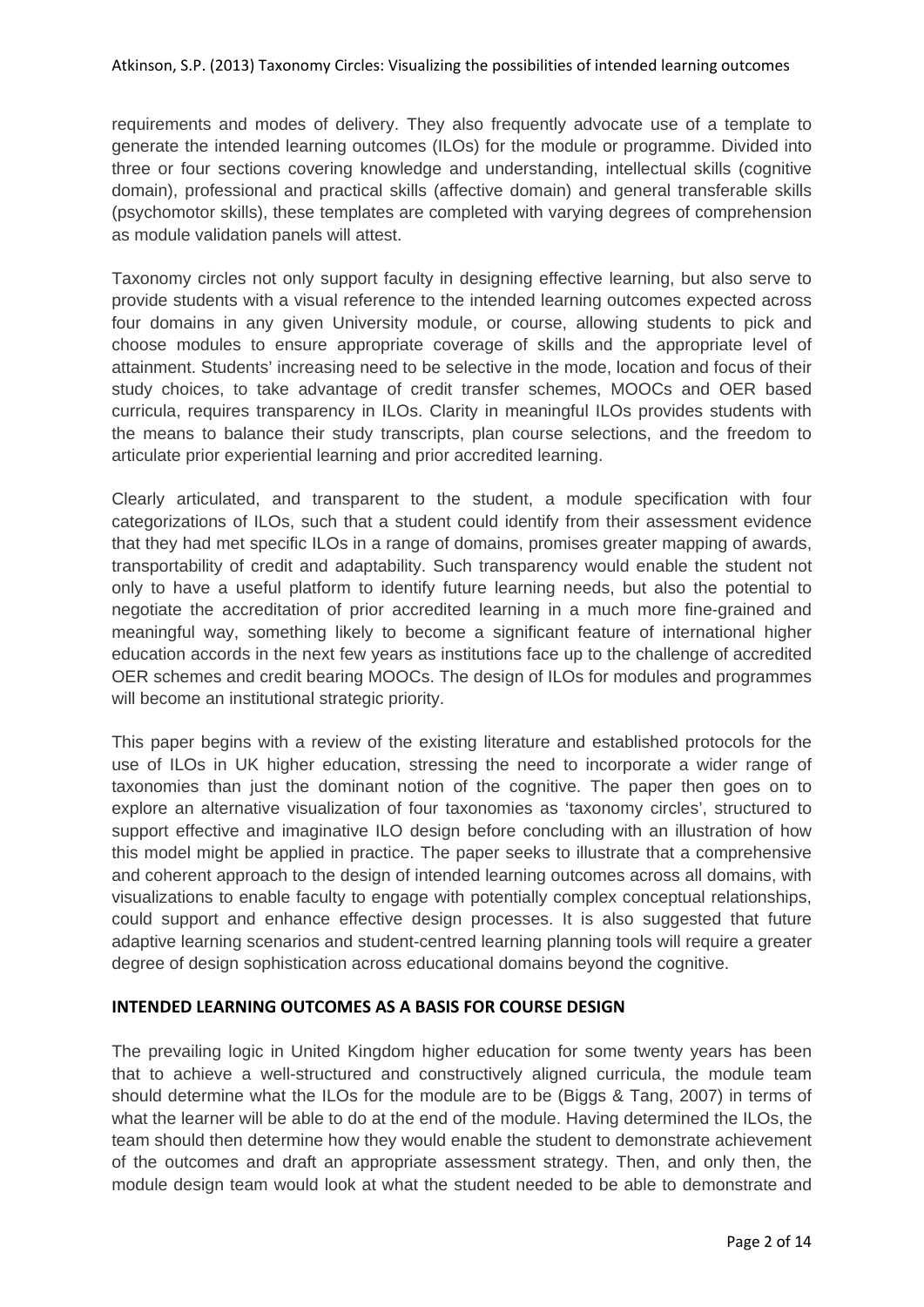requirements and modes of delivery. They also frequently advocate use of a template to generate the intended learning outcomes (ILOs) for the module or programme. Divided into three or four sections covering knowledge and understanding, intellectual skills (cognitive domain), professional and practical skills (affective domain) and general transferable skills (psychomotor skills), these templates are completed with varying degrees of comprehension as module validation panels will attest.

Taxonomy circles not only support faculty in designing effective learning, but also serve to provide students with a visual reference to the intended learning outcomes expected across four domains in any given University module, or course, allowing students to pick and choose modules to ensure appropriate coverage of skills and the appropriate level of attainment. Students' increasing need to be selective in the mode, location and focus of their study choices, to take advantage of credit transfer schemes, MOOCs and OER based curricula, requires transparency in ILOs. Clarity in meaningful ILOs provides students with the means to balance their study transcripts, plan course selections, and the freedom to articulate prior experiential learning and prior accredited learning.

Clearly articulated, and transparent to the student, a module specification with four categorizations of ILOs, such that a student could identify from their assessment evidence that they had met specific ILOs in a range of domains, promises greater mapping of awards, transportability of credit and adaptability. Such transparency would enable the student not only to have a useful platform to identify future learning needs, but also the potential to negotiate the accreditation of prior accredited learning in a much more fine-grained and meaningful way, something likely to become a significant feature of international higher education accords in the next few years as institutions face up to the challenge of accredited OER schemes and credit bearing MOOCs. The design of ILOs for modules and programmes will become an institutional strategic priority.

This paper begins with a review of the existing literature and established protocols for the use of ILOs in UK higher education, stressing the need to incorporate a wider range of taxonomies than just the dominant notion of the cognitive. The paper then goes on to explore an alternative visualization of four taxonomies as 'taxonomy circles', structured to support effective and imaginative ILO design before concluding with an illustration of how this model might be applied in practice. The paper seeks to illustrate that a comprehensive and coherent approach to the design of intended learning outcomes across all domains, with visualizations to enable faculty to engage with potentially complex conceptual relationships, could support and enhance effective design processes. It is also suggested that future adaptive learning scenarios and student-centred learning planning tools will require a greater degree of design sophistication across educational domains beyond the cognitive.

## INTENDED LEARNING OUTCOMES AS A BASIS FOR COURSE DESIGN

The prevailing logic in United Kingdom higher education for some twenty years has been that to achieve a well-structured and constructively aligned curricula, the module team should determine what the ILOs for the module are to be (Biggs & Tang, 2007) in terms of what the learner will be able to do at the end of the module. Having determined the ILOs, the team should then determine how they would enable the student to demonstrate achievement of the outcomes and draft an appropriate assessment strategy. Then, and only then, the module design team would look at what the student needed to be able to demonstrate and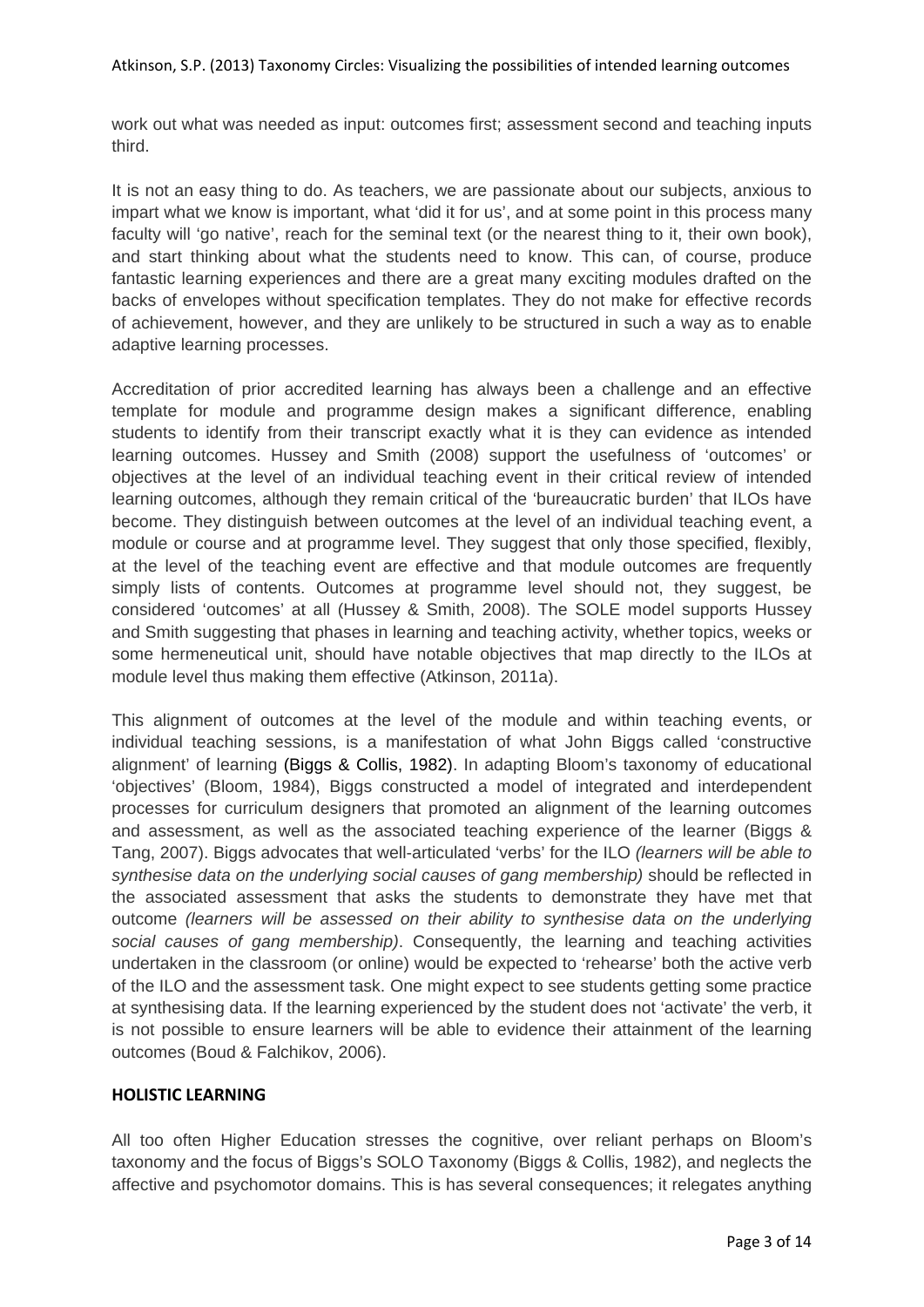work out what was needed as input: outcomes first; assessment second and teaching inputs third.

It is not an easy thing to do. As teachers, we are passionate about our subjects, anxious to impart what we know is important, what 'did it for us', and at some point in this process many faculty will 'go native', reach for the seminal text (or the nearest thing to it, their own book), and start thinking about what the students need to know. This can, of course, produce fantastic learning experiences and there are a great many exciting modules drafted on the backs of envelopes without specification templates. They do not make for effective records of achievement, however, and they are unlikely to be structured in such a way as to enable adaptive learning processes.

Accreditation of prior accredited learning has always been a challenge and an effective template for module and programme design makes a significant difference, enabling students to identify from their transcript exactly what it is they can evidence as intended learning outcomes. Hussey and Smith (2008) support the usefulness of 'outcomes' or objectives at the level of an individual teaching event in their critical review of intended learning outcomes, although they remain critical of the 'bureaucratic burden' that ILOs have become. They distinguish between outcomes at the level of an individual teaching event, a module or course and at programme level. They suggest that only those specified, flexibly, at the level of the teaching event are effective and that module outcomes are frequently simply lists of contents. Outcomes at programme level should not, they suggest, be considered 'outcomes' at all (Hussey & Smith, 2008). The SOLE model supports Hussey and Smith suggesting that phases in learning and teaching activity, whether topics, weeks or some hermeneutical unit, should have notable objectives that map directly to the ILOs at module level thus making them effective (Atkinson, 2011a).

This alignment of outcomes at the level of the module and within teaching events, or individual teaching sessions, is a manifestation of what John Biggs called 'constructive alignment' of learning (Biggs & Collis, 1982). In adapting Bloom's taxonomy of educational 'objectives' (Bloom, 1984), Biggs constructed a model of integrated and interdependent processes for curriculum designers that promoted an alignment of the learning outcomes and assessment, as well as the associated teaching experience of the learner (Biggs & Tang, 2007). Biggs advocates that well-articulated 'verbs' for the ILO *(learners will be able to synthesise data on the underlying social causes of gang membership)* should be reflected in the associated assessment that asks the students to demonstrate they have met that outcome *(learners will be assessed on their ability to synthesise data on the underlying social causes of gang membership)*. Consequently, the learning and teaching activities undertaken in the classroom (or online) would be expected to 'rehearse' both the active verb of the ILO and the assessment task. One might expect to see students getting some practice at synthesising data. If the learning experienced by the student does not 'activate' the verb, it is not possible to ensure learners will be able to evidence their attainment of the learning outcomes (Boud & Falchikov, 2006).

## HOLISTIC LEARNING

All too often Higher Education stresses the cognitive, over reliant perhaps on Bloom's taxonomy and the focus of Biggs's SOLO Taxonomy (Biggs & Collis, 1982), and neglects the affective and psychomotor domains. This is has several consequences; it relegates anything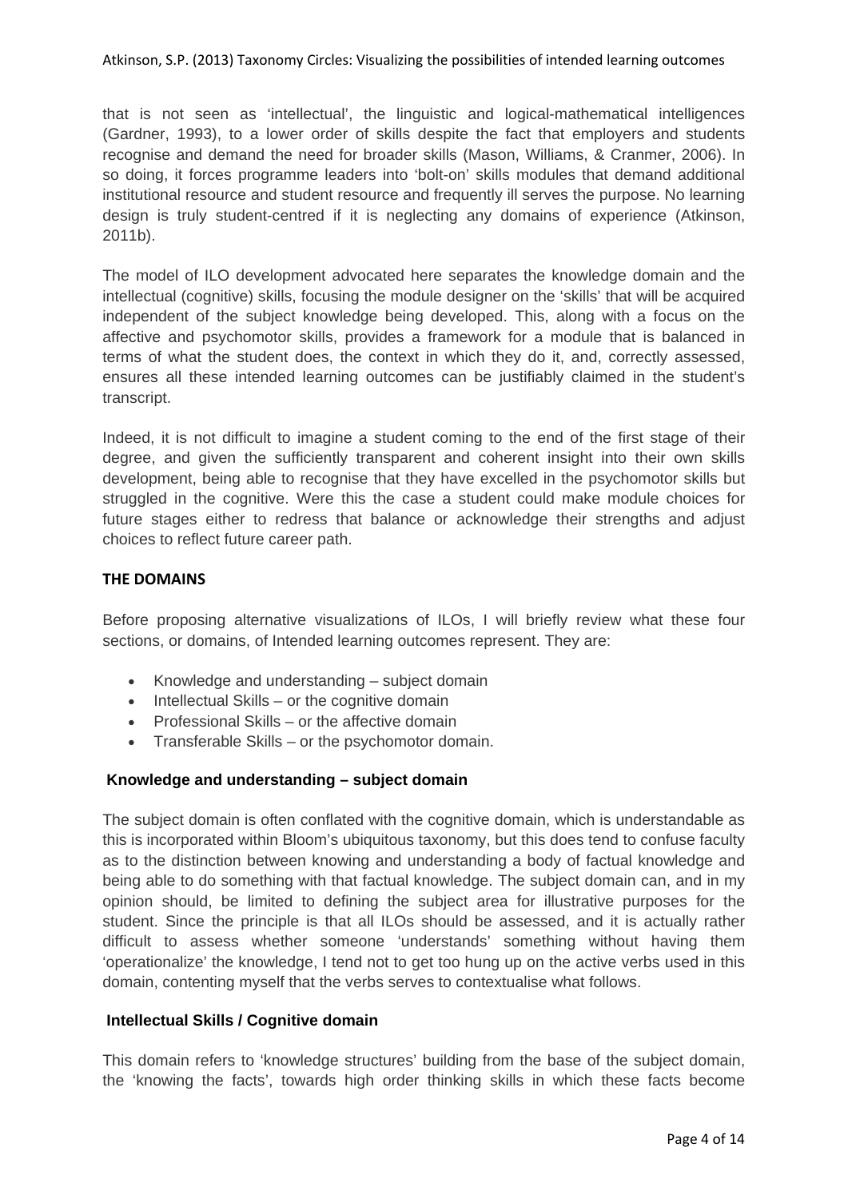that is not seen as 'intellectual', the linguistic and logical-mathematical intelligences (Gardner, 1993), to a lower order of skills despite the fact that employers and students recognise and demand the need for broader skills (Mason, Williams, & Cranmer, 2006). In so doing, it forces programme leaders into 'bolt-on' skills modules that demand additional institutional resource and student resource and frequently ill serves the purpose. No learning design is truly student-centred if it is neglecting any domains of experience (Atkinson, 2011b).

The model of ILO development advocated here separates the knowledge domain and the intellectual (cognitive) skills, focusing the module designer on the 'skills' that will be acquired independent of the subject knowledge being developed. This, along with a focus on the affective and psychomotor skills, provides a framework for a module that is balanced in terms of what the student does, the context in which they do it, and, correctly assessed, ensures all these intended learning outcomes can be justifiably claimed in the student's transcript.

Indeed, it is not difficult to imagine a student coming to the end of the first stage of their degree, and given the sufficiently transparent and coherent insight into their own skills development, being able to recognise that they have excelled in the psychomotor skills but struggled in the cognitive. Were this the case a student could make module choices for future stages either to redress that balance or acknowledge their strengths and adjust choices to reflect future career path.

## THE DOMAINS

Before proposing alternative visualizations of ILOs, I will briefly review what these four sections, or domains, of Intended learning outcomes represent. They are:

- Knowledge and understanding – subject domain
- Intellectual Skills – or the cognitive domain
- Professional Skills – or the affective domain
- Transferable Skills – or the psychomotor domain.

### Knowledge and understanding – subject domain

The subject domain is often conflated with the cognitive domain, which is understandable as this is incorporated within Bloom's ubiquitous taxonomy, but this does tend to confuse faculty as to the distinction between knowing and understanding a body of factual knowledge and being able to do something with that factual knowledge. The subject domain can, and in my opinion should, be limited to defining the subject area for illustrative purposes for the student. Since the principle is that all ILOs should be assessed, and it is actually rather difficult to assess whether someone 'understands' something without having them 'operationalize' the knowledge, I tend not to get too hung up on the active verbs used in this domain, contenting myself that the verbs serves to contextualise what follows.

### Intellectual Skills / Cognitive domain

This domain refers to 'knowledge structures' building from the base of the subject domain, the 'knowing the facts', towards high order thinking skills in which these facts become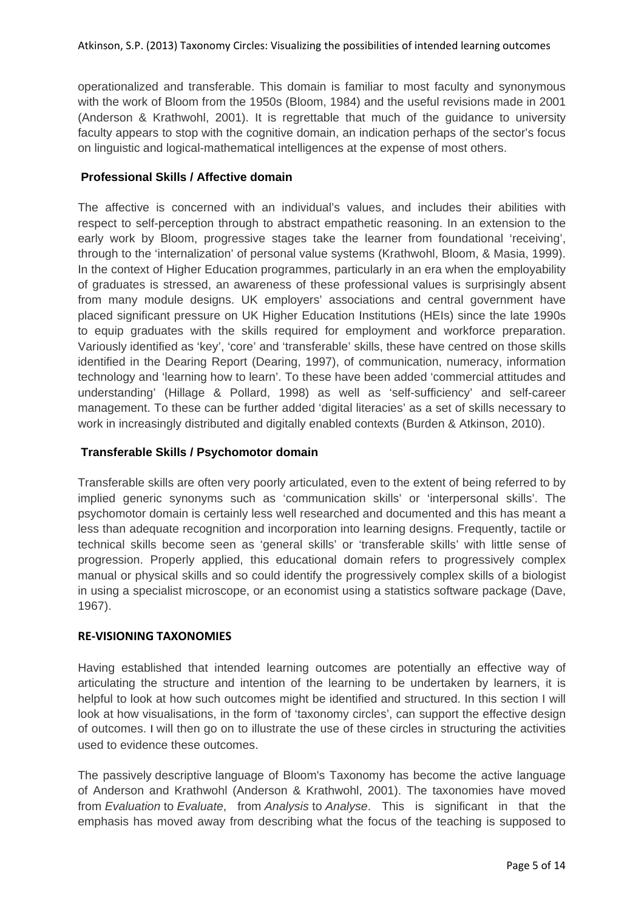operationalized and transferable. This domain is familiar to most faculty and synonymous with the work of Bloom from the 1950s (Bloom, 1984) and the useful revisions made in 2001 (Anderson & Krathwohl, 2001). It is regrettable that much of the guidance to university faculty appears to stop with the cognitive domain, an indication perhaps of the sector's focus on linguistic and logical-mathematical intelligences at the expense of most others.

### Professional Skills / Affective domain

The affective is concerned with an individual's values, and includes their abilities with respect to self-perception through to abstract empathetic reasoning. In an extension to the early work by Bloom, progressive stages take the learner from foundational 'receiving', through to the 'internalization' of personal value systems (Krathwohl, Bloom, & Masia, 1999). In the context of Higher Education programmes, particularly in an era when the employability of graduates is stressed, an awareness of these professional values is surprisingly absent from many module designs. UK employers' associations and central government have placed significant pressure on UK Higher Education Institutions (HEIs) since the late 1990s to equip graduates with the skills required for employment and workforce preparation. Variously identified as 'key', 'core' and 'transferable' skills, these have centred on those skills identified in the Dearing Report (Dearing, 1997), of communication, numeracy, information technology and 'learning how to learn'. To these have been added 'commercial attitudes and understanding' (Hillage & Pollard, 1998) as well as 'self-sufficiency' and self-career management. To these can be further added 'digital literacies' as a set of skills necessary to work in increasingly distributed and digitally enabled contexts (Burden & Atkinson, 2010).

### Transferable Skills / Psychomotor domain

Transferable skills are often very poorly articulated, even to the extent of being referred to by implied generic synonyms such as 'communication skills' or 'interpersonal skills'. The psychomotor domain is certainly less well researched and documented and this has meant a less than adequate recognition and incorporation into learning designs. Frequently, tactile or technical skills become seen as 'general skills' or 'transferable skills' with little sense of progression. Properly applied, this educational domain refers to progressively complex manual or physical skills and so could identify the progressively complex skills of a biologist in using a specialist microscope, or an economist using a statistics software package (Dave, 1967).

## RE-VISIONING TAXONOMIES

Having established that intended learning outcomes are potentially an effective way of articulating the structure and intention of the learning to be undertaken by learners, it is helpful to look at how such outcomes might be identified and structured. In this section I will look at how visualisations, in the form of 'taxonomy circles', can support the effective design of outcomes. I will then go on to illustrate the use of these circles in structuring the activities used to evidence these outcomes.

The passively descriptive language of Bloom's Taxonomy has become the active language of Anderson and Krathwohl (Anderson & Krathwohl, 2001). The taxonomies have moved from *Evaluation* to *Evaluate*, from *Analysis* to *Analyse*. This is significant in that the emphasis has moved away from describing what the focus of the teaching is supposed to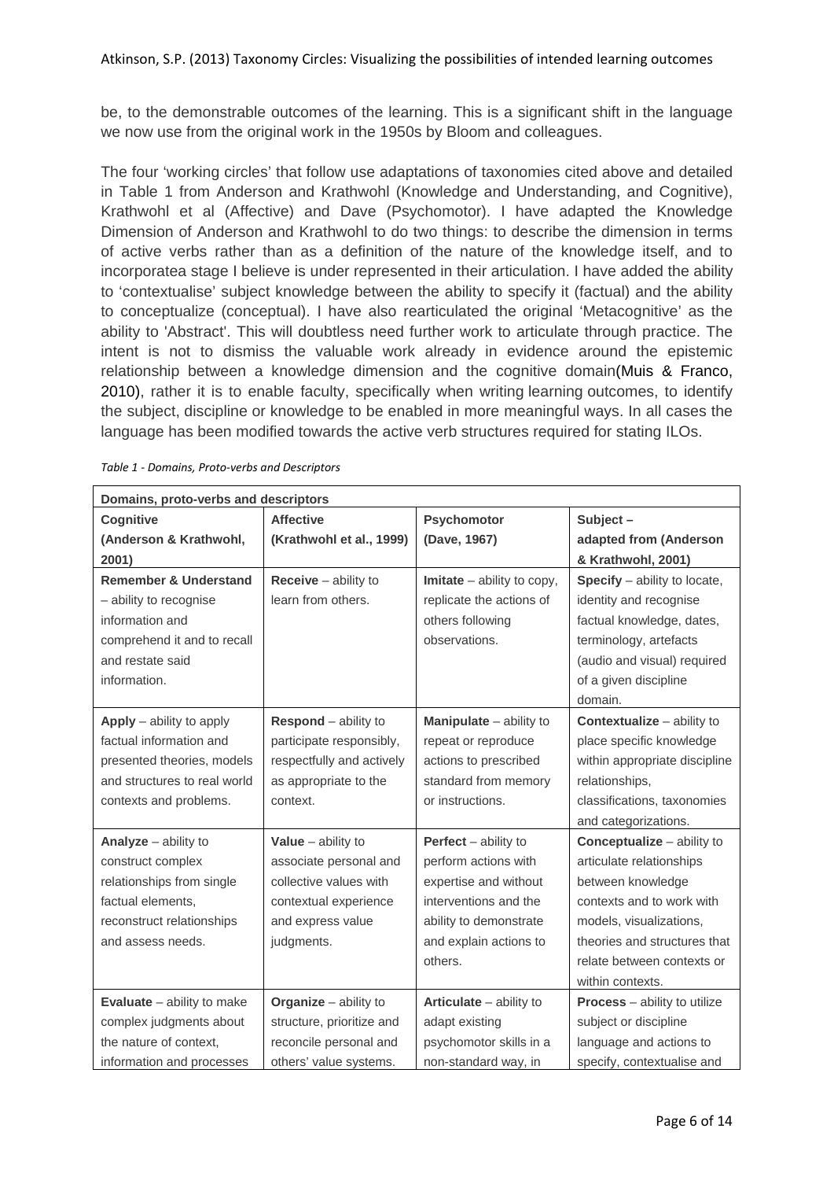be, to the demonstrable outcomes of the learning. This is a significant shift in the language we now use from the original work in the 1950s by Bloom and colleagues.

The four 'working circles' that follow use adaptations of taxonomies cited above and detailed in Table 1 from Anderson and Krathwohl (Knowledge and Understanding, and Cognitive), Krathwohl et al (Affective) and Dave (Psychomotor). I have adapted the Knowledge Dimension of Anderson and Krathwohl to do two things: to describe the dimension in terms of active verbs rather than as a definition of the nature of the knowledge itself, and to incorporatea stage I believe is under represented in their articulation. I have added the ability to 'contextualise' subject knowledge between the ability to specify it (factual) and the ability to conceptualize (conceptual). I have also rearticulated the original 'Metacognitive' as the ability to 'Abstract'. This will doubtless need further work to articulate through practice. The intent is not to dismiss the valuable work already in evidence around the epistemic relationship between a knowledge dimension and the cognitive domain(Muis & Franco, 2010), rather it is to enable faculty, specifically when writing learning outcomes, to identify the subject, discipline or knowledge to be enabled in more meaningful ways. In all cases the language has been modified towards the active verb structures required for stating ILOs.

*Table 1 - Domains, Proto-verbs and Descriptors*

| **Domains, proto-verbs and descriptors** | | | |
|---|---|---|---|
| **Cognitive (Anderson & Krathwohl, 2001)** | **Affective (Krathwohl et al., 1999)** | **Psychomotor (Dave, 1967)** | **Subject – adapted from (Anderson & Krathwohl, 2001)** |
| **Remember & Understand** – ability to recognise information and comprehend it and to recall and restate said information. | **Receive** – ability to learn from others. | **Imitate** – ability to copy, replicate the actions of others following observations. | **Specify** – ability to locate, identity and recognise factual knowledge, dates, terminology, artefacts (audio and visual) required of a given discipline domain. |
| **Apply** – ability to apply factual information and presented theories, models and structures to real world contexts and problems. | **Respond** – ability to participate responsibly, respectfully and actively as appropriate to the context. | **Manipulate** – ability to repeat or reproduce actions to prescribed standard from memory or instructions. | **Contextualize** – ability to place specific knowledge within appropriate discipline relationships, classifications, taxonomies and categorizations. |
| **Analyze** – ability to construct complex relationships from single factual elements, reconstruct relationships and assess needs. | **Value** – ability to associate personal and collective values with contextual experience and express value judgments. | **Perfect** – ability to perform actions with expertise and without interventions and the ability to demonstrate and explain actions to others. | **Conceptualize** – ability to articulate relationships between knowledge contexts and to work with models, visualizations, theories and structures that relate between contexts or within contexts. |
| **Evaluate** – ability to make complex judgments about the nature of context, information and processes | **Organize** – ability to structure, prioritize and reconcile personal and others' value systems. | **Articulate** – ability to adapt existing psychomotor skills in a non-standard way, in | **Process** – ability to utilize subject or discipline language and actions to specify, contextualise and |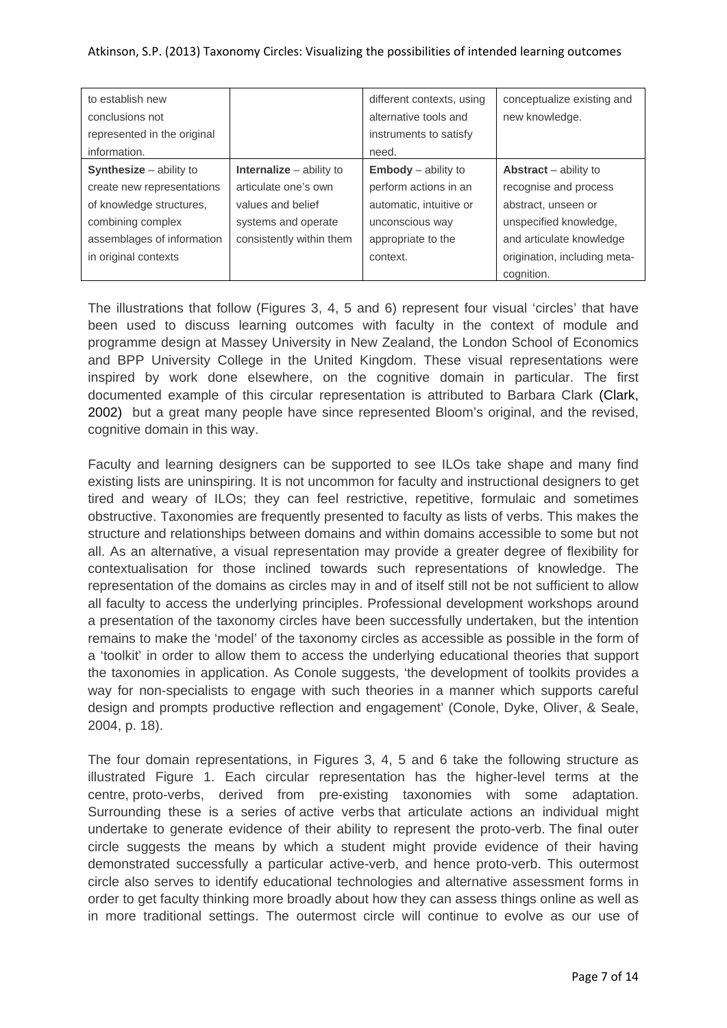| | | | |
|---|---|---|---|
| to establish new conclusions not represented in the original information. | | different contexts, using alternative tools and instruments to satisfy need. | conceptualize existing and new knowledge. |
| **Synthesize** – ability to create new representations of knowledge structures, combining complex assemblages of information in original contexts | **Internalize** – ability to articulate one's own values and belief systems and operate consistently within them | **Embody** – ability to perform actions in an automatic, intuitive or unconscious way appropriate to the context. | **Abstract** – ability to recognise and process abstract, unseen or unspecified knowledge, and articulate knowledge origination, including meta-cognition. |

The illustrations that follow (Figures 3, 4, 5 and 6) represent four visual 'circles' that have been used to discuss learning outcomes with faculty in the context of module and programme design at Massey University in New Zealand, the London School of Economics and BPP University College in the United Kingdom. These visual representations were inspired by work done elsewhere, on the cognitive domain in particular. The first documented example of this circular representation is attributed to Barbara Clark (Clark, 2002) but a great many people have since represented Bloom's original, and the revised, cognitive domain in this way.

Faculty and learning designers can be supported to see ILOs take shape and many find existing lists are uninspiring. It is not uncommon for faculty and instructional designers to get tired and weary of ILOs; they can feel restrictive, repetitive, formulaic and sometimes obstructive. Taxonomies are frequently presented to faculty as lists of verbs. This makes the structure and relationships between domains and within domains accessible to some but not all. As an alternative, a visual representation may provide a greater degree of flexibility for contextualisation for those inclined towards such representations of knowledge. The representation of the domains as circles may in and of itself still not be not sufficient to allow all faculty to access the underlying principles. Professional development workshops around a presentation of the taxonomy circles have been successfully undertaken, but the intention remains to make the 'model' of the taxonomy circles as accessible as possible in the form of a 'toolkit' in order to allow them to access the underlying educational theories that support the taxonomies in application. As Conole suggests, 'the development of toolkits provides a way for non-specialists to engage with such theories in a manner which supports careful design and prompts productive reflection and engagement' (Conole, Dyke, Oliver, & Seale, 2004, p. 18).

The four domain representations, in Figures 3, 4, 5 and 6 take the following structure as illustrated Figure 1. Each circular representation has the higher-level terms at the centre, proto-verbs, derived from pre-existing taxonomies with some adaptation. Surrounding these is a series of active verbs that articulate actions an individual might undertake to generate evidence of their ability to represent the proto-verb. The final outer circle suggests the means by which a student might provide evidence of their having demonstrated successfully a particular active-verb, and hence proto-verb. This outermost circle also serves to identify educational technologies and alternative assessment forms in order to get faculty thinking more broadly about how they can assess things online as well as in more traditional settings. The outermost circle will continue to evolve as our use of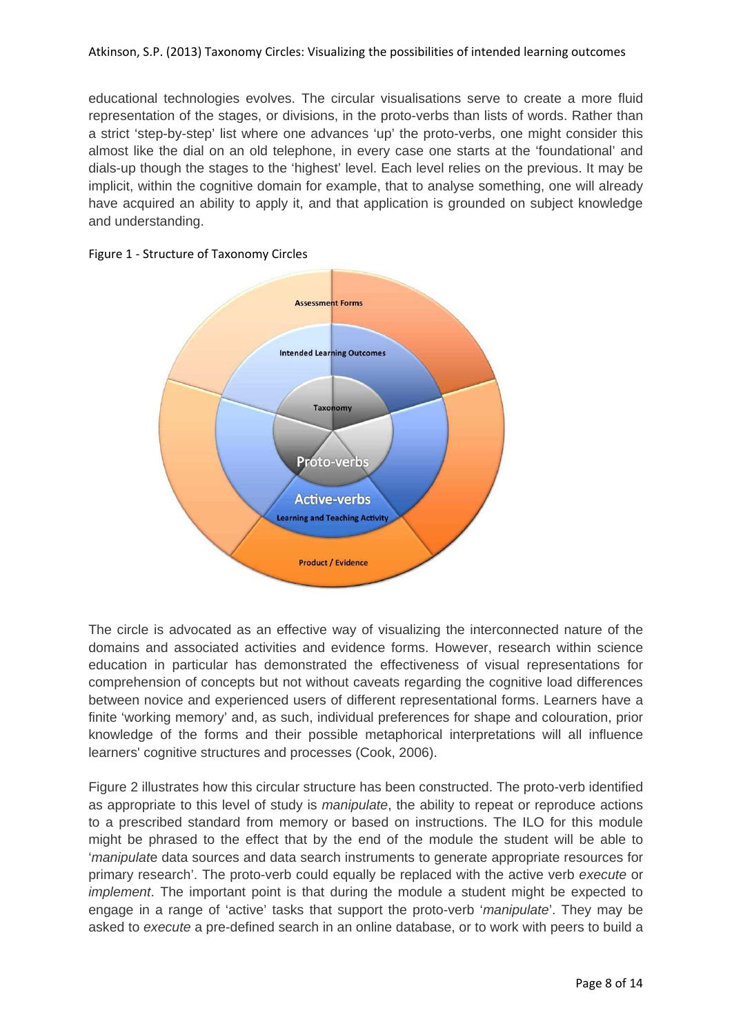educational technologies evolves. The circular visualisations serve to create a more fluid representation of the stages, or divisions, in the proto-verbs than lists of words. Rather than a strict 'step-by-step' list where one advances 'up' the proto-verbs, one might consider this almost like the dial on an old telephone, in every case one starts at the 'foundational' and dials-up though the stages to the 'highest' level. Each level relies on the previous. It may be implicit, within the cognitive domain for example, that to analyse something, one will already have acquired an ability to apply it, and that application is grounded on subject knowledge and understanding.

Figure 1 - Structure of Taxonomy Circles

The circle is advocated as an effective way of visualizing the interconnected nature of the domains and associated activities and evidence forms. However, research within science education in particular has demonstrated the effectiveness of visual representations for comprehension of concepts but not without caveats regarding the cognitive load differences between novice and experienced users of different representational forms. Learners have a finite 'working memory' and, as such, individual preferences for shape and colouration, prior knowledge of the forms and their possible metaphorical interpretations will all influence learners' cognitive structures and processes (Cook, 2006).

Figure 2 illustrates how this circular structure has been constructed. The proto-verb identified as appropriate to this level of study is *manipulate*, the ability to repeat or reproduce actions to a prescribed standard from memory or based on instructions. The ILO for this module might be phrased to the effect that by the end of the module the student will be able to '*manipulate* data sources and data search instruments to generate appropriate resources for primary research'. The proto-verb could equally be replaced with the active verb *execute* or *implement*. The important point is that during the module a student might be expected to engage in a range of 'active' tasks that support the proto-verb '*manipulate*'. They may be asked to *execute* a pre-defined search in an online database, or to work with peers to build a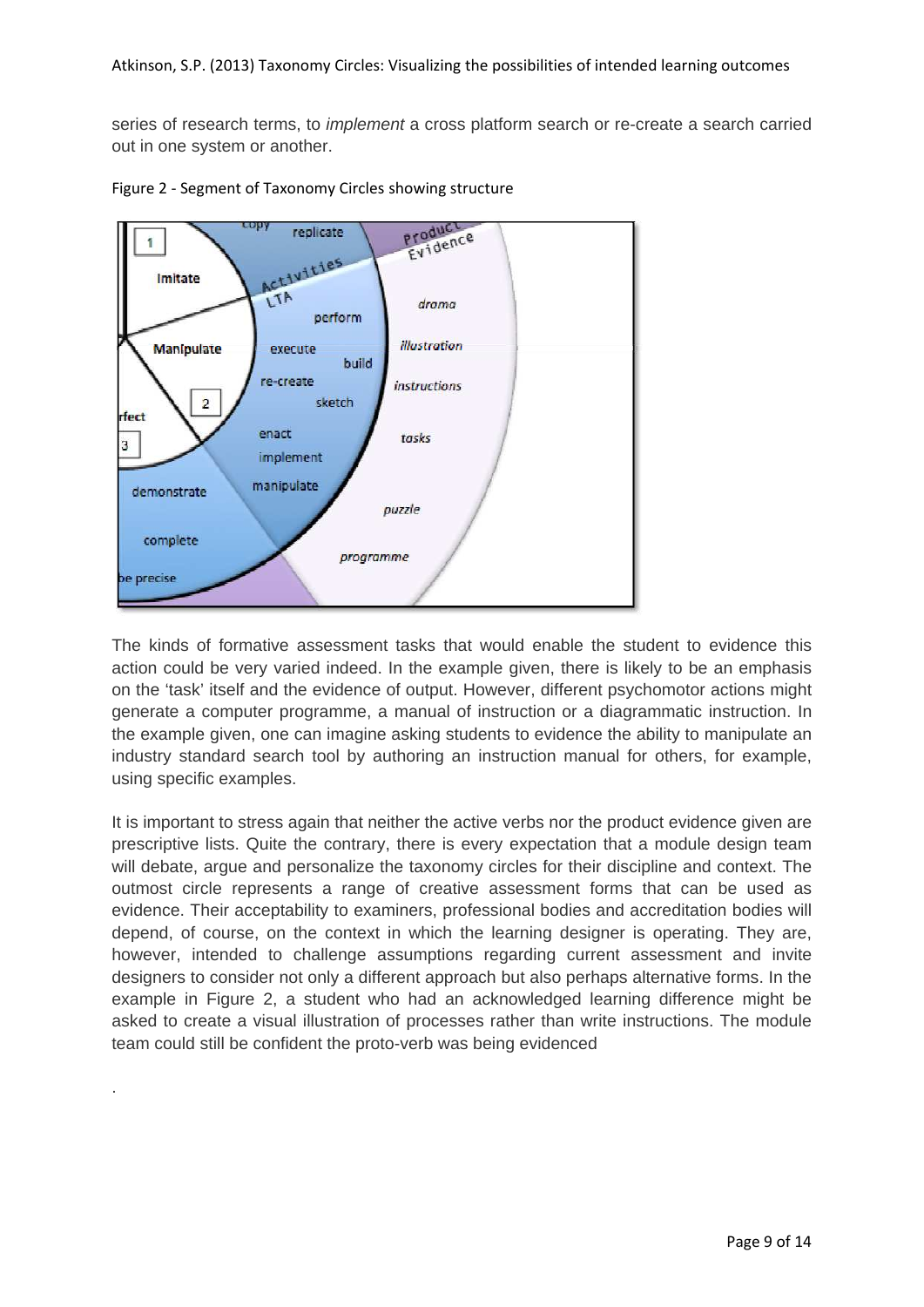series of research terms, to *implement* a cross platform search or re-create a search carried out in one system or another.

Figure 2 - Segment of Taxonomy Circles showing structure

The kinds of formative assessment tasks that would enable the student to evidence this action could be very varied indeed. In the example given, there is likely to be an emphasis on the 'task' itself and the evidence of output. However, different psychomotor actions might generate a computer programme, a manual of instruction or a diagrammatic instruction. In the example given, one can imagine asking students to evidence the ability to manipulate an industry standard search tool by authoring an instruction manual for others, for example, using specific examples.

It is important to stress again that neither the active verbs nor the product evidence given are prescriptive lists. Quite the contrary, there is every expectation that a module design team will debate, argue and personalize the taxonomy circles for their discipline and context. The outmost circle represents a range of creative assessment forms that can be used as evidence. Their acceptability to examiners, professional bodies and accreditation bodies will depend, of course, on the context in which the learning designer is operating. They are, however, intended to challenge assumptions regarding current assessment and invite designers to consider not only a different approach but also perhaps alternative forms. In the example in Figure 2, a student who had an acknowledged learning difference might be asked to create a visual illustration of processes rather than write instructions. The module team could still be confident the proto-verb was being evidenced

.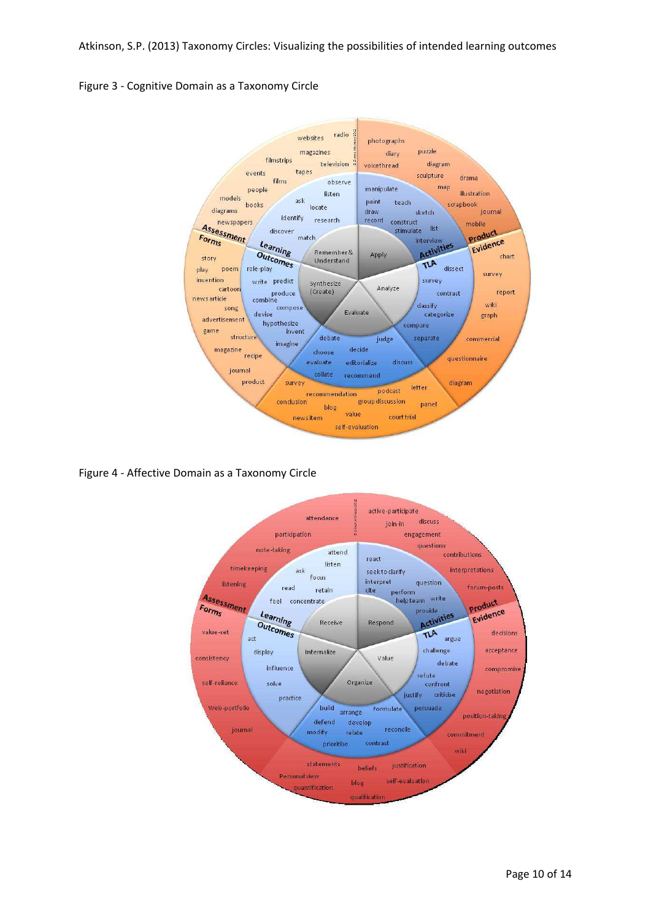Figure 3 - Cognitive Domain as a Taxonomy Circle

Figure 4 - Affective Domain as a Taxonomy Circle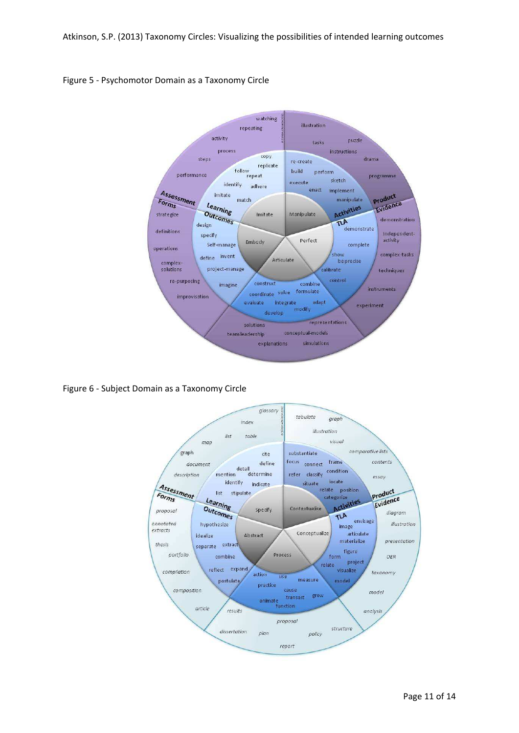Figure 5 - Psychomotor Domain as a Taxonomy Circle

Figure 6 - Subject Domain as a Taxonomy Circle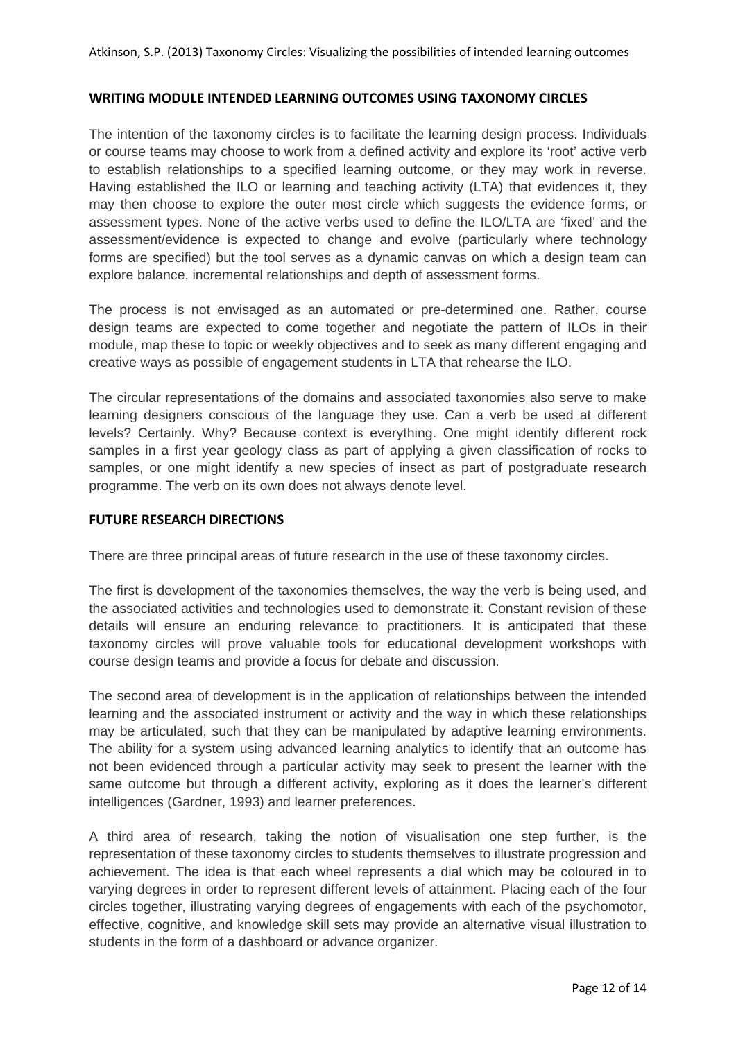## WRITING MODULE INTENDED LEARNING OUTCOMES USING TAXONOMY CIRCLES

The intention of the taxonomy circles is to facilitate the learning design process. Individuals or course teams may choose to work from a defined activity and explore its 'root' active verb to establish relationships to a specified learning outcome, or they may work in reverse. Having established the ILO or learning and teaching activity (LTA) that evidences it, they may then choose to explore the outer most circle which suggests the evidence forms, or assessment types. None of the active verbs used to define the ILO/LTA are 'fixed' and the assessment/evidence is expected to change and evolve (particularly where technology forms are specified) but the tool serves as a dynamic canvas on which a design team can explore balance, incremental relationships and depth of assessment forms.

The process is not envisaged as an automated or pre-determined one. Rather, course design teams are expected to come together and negotiate the pattern of ILOs in their module, map these to topic or weekly objectives and to seek as many different engaging and creative ways as possible of engagement students in LTA that rehearse the ILO.

The circular representations of the domains and associated taxonomies also serve to make learning designers conscious of the language they use. Can a verb be used at different levels? Certainly. Why? Because context is everything. One might identify different rock samples in a first year geology class as part of applying a given classification of rocks to samples, or one might identify a new species of insect as part of postgraduate research programme. The verb on its own does not always denote level.

## FUTURE RESEARCH DIRECTIONS

There are three principal areas of future research in the use of these taxonomy circles.

The first is development of the taxonomies themselves, the way the verb is being used, and the associated activities and technologies used to demonstrate it. Constant revision of these details will ensure an enduring relevance to practitioners. It is anticipated that these taxonomy circles will prove valuable tools for educational development workshops with course design teams and provide a focus for debate and discussion.

The second area of development is in the application of relationships between the intended learning and the associated instrument or activity and the way in which these relationships may be articulated, such that they can be manipulated by adaptive learning environments. The ability for a system using advanced learning analytics to identify that an outcome has not been evidenced through a particular activity may seek to present the learner with the same outcome but through a different activity, exploring as it does the learner's different intelligences (Gardner, 1993) and learner preferences.

A third area of research, taking the notion of visualisation one step further, is the representation of these taxonomy circles to students themselves to illustrate progression and achievement. The idea is that each wheel represents a dial which may be coloured in to varying degrees in order to represent different levels of attainment. Placing each of the four circles together, illustrating varying degrees of engagements with each of the psychomotor, effective, cognitive, and knowledge skill sets may provide an alternative visual illustration to students in the form of a dashboard or advance organizer.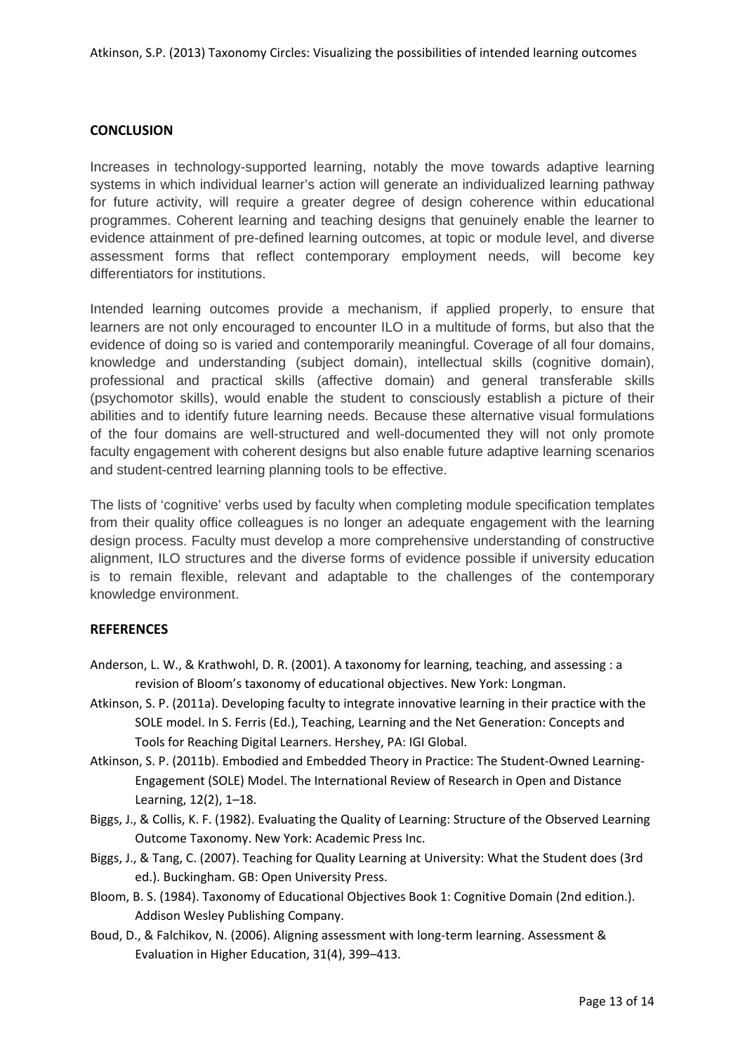## CONCLUSION

Increases in technology-supported learning, notably the move towards adaptive learning systems in which individual learner's action will generate an individualized learning pathway for future activity, will require a greater degree of design coherence within educational programmes. Coherent learning and teaching designs that genuinely enable the learner to evidence attainment of pre-defined learning outcomes, at topic or module level, and diverse assessment forms that reflect contemporary employment needs, will become key differentiators for institutions.

Intended learning outcomes provide a mechanism, if applied properly, to ensure that learners are not only encouraged to encounter ILO in a multitude of forms, but also that the evidence of doing so is varied and contemporarily meaningful. Coverage of all four domains, knowledge and understanding (subject domain), intellectual skills (cognitive domain), professional and practical skills (affective domain) and general transferable skills (psychomotor skills), would enable the student to consciously establish a picture of their abilities and to identify future learning needs. Because these alternative visual formulations of the four domains are well-structured and well-documented they will not only promote faculty engagement with coherent designs but also enable future adaptive learning scenarios and student-centred learning planning tools to be effective.

The lists of 'cognitive' verbs used by faculty when completing module specification templates from their quality office colleagues is no longer an adequate engagement with the learning design process. Faculty must develop a more comprehensive understanding of constructive alignment, ILO structures and the diverse forms of evidence possible if university education is to remain flexible, relevant and adaptable to the challenges of the contemporary knowledge environment.

## REFERENCES

Anderson, L. W., & Krathwohl, D. R. (2001). A taxonomy for learning, teaching, and assessing : a revision of Bloom's taxonomy of educational objectives. New York: Longman.

Atkinson, S. P. (2011a). Developing faculty to integrate innovative learning in their practice with the SOLE model. In S. Ferris (Ed.), Teaching, Learning and the Net Generation: Concepts and Tools for Reaching Digital Learners. Hershey, PA: IGI Global.

Atkinson, S. P. (2011b). Embodied and Embedded Theory in Practice: The Student-Owned Learning-Engagement (SOLE) Model. The International Review of Research in Open and Distance Learning, 12(2), 1–18.

Biggs, J., & Collis, K. F. (1982). Evaluating the Quality of Learning: Structure of the Observed Learning Outcome Taxonomy. New York: Academic Press Inc.

Biggs, J., & Tang, C. (2007). Teaching for Quality Learning at University: What the Student does (3rd ed.). Buckingham. GB: Open University Press.

Bloom, B. S. (1984). Taxonomy of Educational Objectives Book 1: Cognitive Domain (2nd edition.). Addison Wesley Publishing Company.

Boud, D., & Falchikov, N. (2006). Aligning assessment with long-term learning. Assessment & Evaluation in Higher Education, 31(4), 399–413.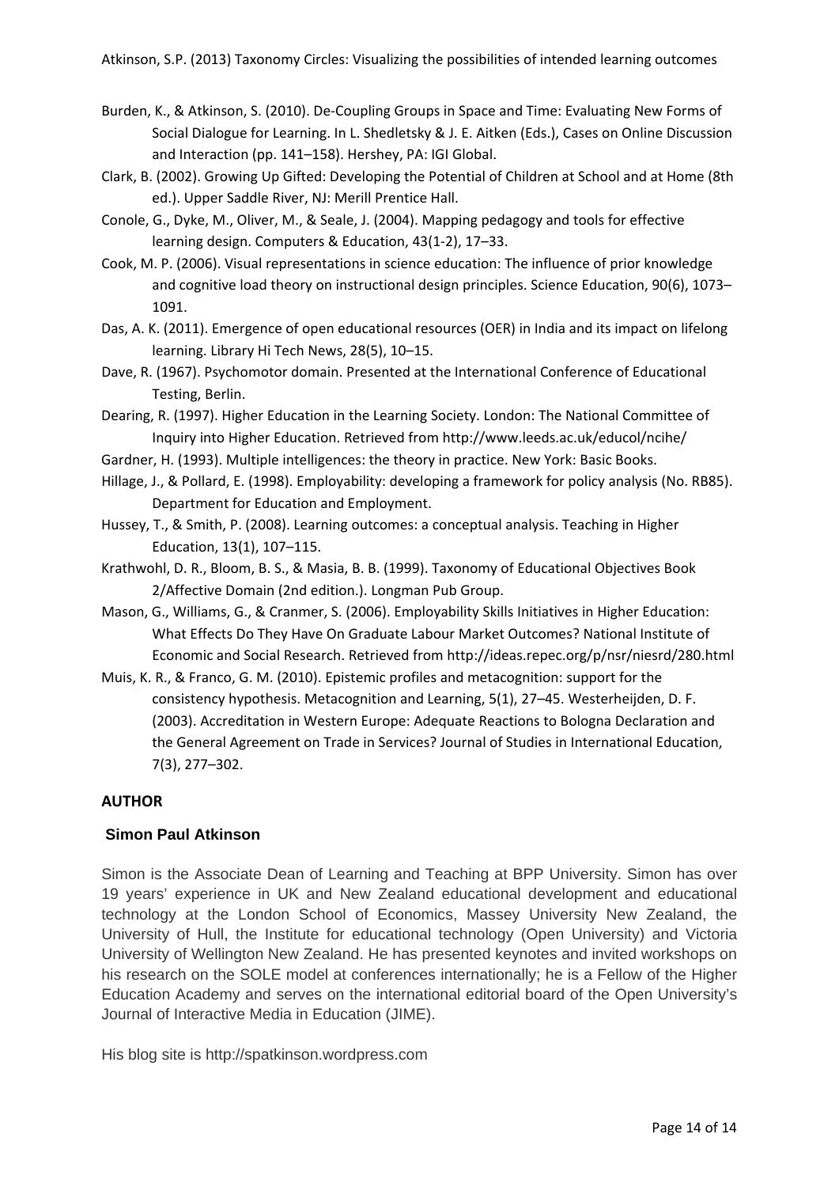Burden, K., & Atkinson, S. (2010). De-Coupling Groups in Space and Time: Evaluating New Forms of Social Dialogue for Learning. In L. Shedletsky & J. E. Aitken (Eds.), Cases on Online Discussion and Interaction (pp. 141–158). Hershey, PA: IGI Global.

Clark, B. (2002). Growing Up Gifted: Developing the Potential of Children at School and at Home (8th ed.). Upper Saddle River, NJ: Merill Prentice Hall.

Conole, G., Dyke, M., Oliver, M., & Seale, J. (2004). Mapping pedagogy and tools for effective learning design. Computers & Education, 43(1-2), 17–33.

Cook, M. P. (2006). Visual representations in science education: The influence of prior knowledge and cognitive load theory on instructional design principles. Science Education, 90(6), 1073–1091.

Das, A. K. (2011). Emergence of open educational resources (OER) in India and its impact on lifelong learning. Library Hi Tech News, 28(5), 10–15.

Dave, R. (1967). Psychomotor domain. Presented at the International Conference of Educational Testing, Berlin.

Dearing, R. (1997). Higher Education in the Learning Society. London: The National Committee of Inquiry into Higher Education. Retrieved from http://www.leeds.ac.uk/educol/ncihe/

Gardner, H. (1993). Multiple intelligences: the theory in practice. New York: Basic Books.

Hillage, J., & Pollard, E. (1998). Employability: developing a framework for policy analysis (No. RB85). Department for Education and Employment.

Hussey, T., & Smith, P. (2008). Learning outcomes: a conceptual analysis. Teaching in Higher Education, 13(1), 107–115.

Krathwohl, D. R., Bloom, B. S., & Masia, B. B. (1999). Taxonomy of Educational Objectives Book 2/Affective Domain (2nd edition.). Longman Pub Group.

Mason, G., Williams, G., & Cranmer, S. (2006). Employability Skills Initiatives in Higher Education: What Effects Do They Have On Graduate Labour Market Outcomes? National Institute of Economic and Social Research. Retrieved from http://ideas.repec.org/p/nsr/niesrd/280.html

Muis, K. R., & Franco, G. M. (2010). Epistemic profiles and metacognition: support for the consistency hypothesis. Metacognition and Learning, 5(1), 27–45. Westerheijden, D. F. (2003). Accreditation in Western Europe: Adequate Reactions to Bologna Declaration and the General Agreement on Trade in Services? Journal of Studies in International Education, 7(3), 277–302.

## AUTHOR

### Simon Paul Atkinson

Simon is the Associate Dean of Learning and Teaching at BPP University. Simon has over 19 years' experience in UK and New Zealand educational development and educational technology at the London School of Economics, Massey University New Zealand, the University of Hull, the Institute for educational technology (Open University) and Victoria University of Wellington New Zealand. He has presented keynotes and invited workshops on his research on the SOLE model at conferences internationally; he is a Fellow of the Higher Education Academy and serves on the international editorial board of the Open University's Journal of Interactive Media in Education (JIME).

His blog site is http://spatkinson.wordpress.com